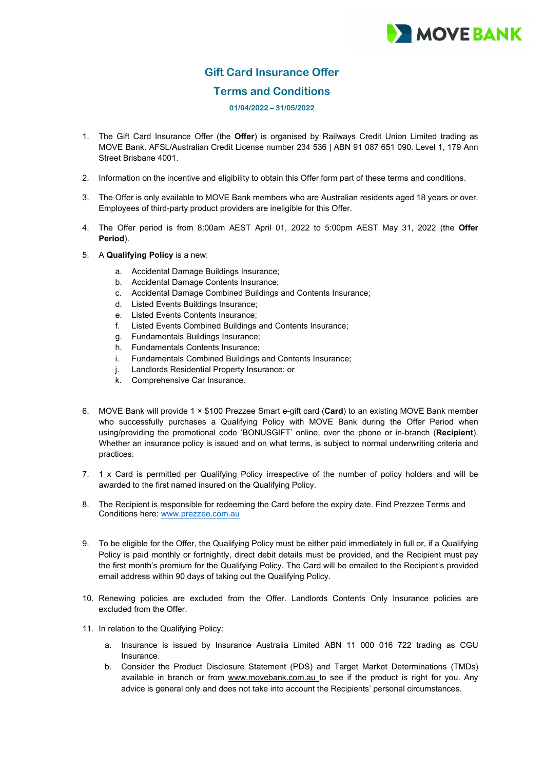# Gift Card Insurance Offer

## Terms and Conditions

**01/04/2022 – 31/05/2022**

1. The Gift Card Insurance Offer (the **Offer**) is organised by Railways Credit Union Limited trading as MOVE Bank. AFSL/Australian Credit License number 234 536 | ABN 91 087 651 090. Level 1, 179 Ann Street Brisbane 4001.

2. Information on the incentive and eligibility to obtain this Offer form part of these terms and conditions.

3. The Offer is only available to MOVE Bank members who are Australian residents aged 18 years or over. Employees of third-party product providers are ineligible for this Offer.

4. The Offer period is from 8:00am AEST April 01, 2022 to 5:00pm AEST May 31, 2022 (the **Offer Period**).

5. A **Qualifying Policy** is a new:

   a. Accidental Damage Buildings Insurance;
   b. Accidental Damage Contents Insurance;
   c. Accidental Damage Combined Buildings and Contents Insurance;
   d. Listed Events Buildings Insurance;
   e. Listed Events Contents Insurance;
   f. Listed Events Combined Buildings and Contents Insurance;
   g. Fundamentals Buildings Insurance;
   h. Fundamentals Contents Insurance;
   i. Fundamentals Combined Buildings and Contents Insurance;
   j. Landlords Residential Property Insurance; or
   k. Comprehensive Car Insurance.

6. MOVE Bank will provide 1 × $100 Prezzee Smart e-gift card (**Card**) to an existing MOVE Bank member who successfully purchases a Qualifying Policy with MOVE Bank during the Offer Period when using/providing the promotional code 'BONUSGIFT' online, over the phone or in-branch (**Recipient**). Whether an insurance policy is issued and on what terms, is subject to normal underwriting criteria and practices.

7. 1 x Card is permitted per Qualifying Policy irrespective of the number of policy holders and will be awarded to the first named insured on the Qualifying Policy.

8. The Recipient is responsible for redeeming the Card before the expiry date. Find Prezzee Terms and Conditions here: www.prezzee.com.au

9. To be eligible for the Offer, the Qualifying Policy must be either paid immediately in full or, if a Qualifying Policy is paid monthly or fortnightly, direct debit details must be provided, and the Recipient must pay the first month's premium for the Qualifying Policy. The Card will be emailed to the Recipient's provided email address within 90 days of taking out the Qualifying Policy.

10. Renewing policies are excluded from the Offer. Landlords Contents Only Insurance policies are excluded from the Offer.

11. In relation to the Qualifying Policy:

    a. Insurance is issued by Insurance Australia Limited ABN 11 000 016 722 trading as CGU Insurance.
    b. Consider the Product Disclosure Statement (PDS) and Target Market Determinations (TMDs) available in branch or from www.movebank.com.au to see if the product is right for you. Any advice is general only and does not take into account the Recipients' personal circumstances.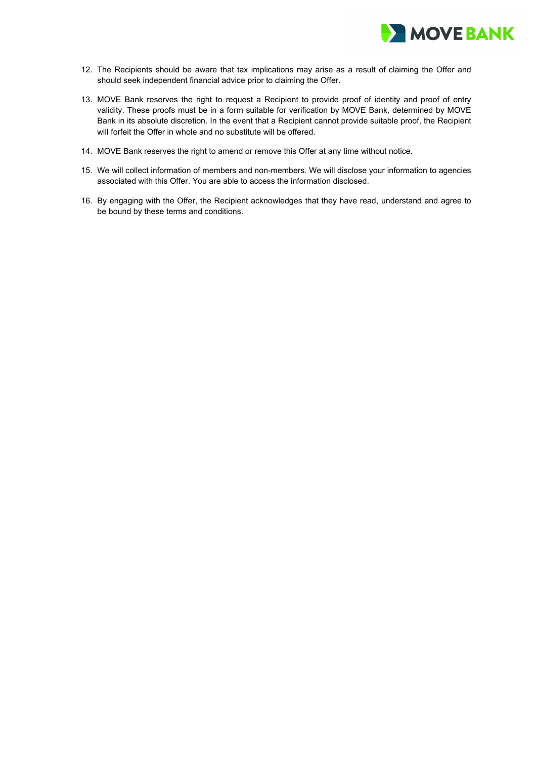12. The Recipients should be aware that tax implications may arise as a result of claiming the Offer and should seek independent financial advice prior to claiming the Offer.
13. MOVE Bank reserves the right to request a Recipient to provide proof of identity and proof of entry validity. These proofs must be in a form suitable for verification by MOVE Bank, determined by MOVE Bank in its absolute discretion. In the event that a Recipient cannot provide suitable proof, the Recipient will forfeit the Offer in whole and no substitute will be offered.
14. MOVE Bank reserves the right to amend or remove this Offer at any time without notice.
15. We will collect information of members and non-members. We will disclose your information to agencies associated with this Offer. You are able to access the information disclosed.
16. By engaging with the Offer, the Recipient acknowledges that they have read, understand and agree to be bound by these terms and conditions.